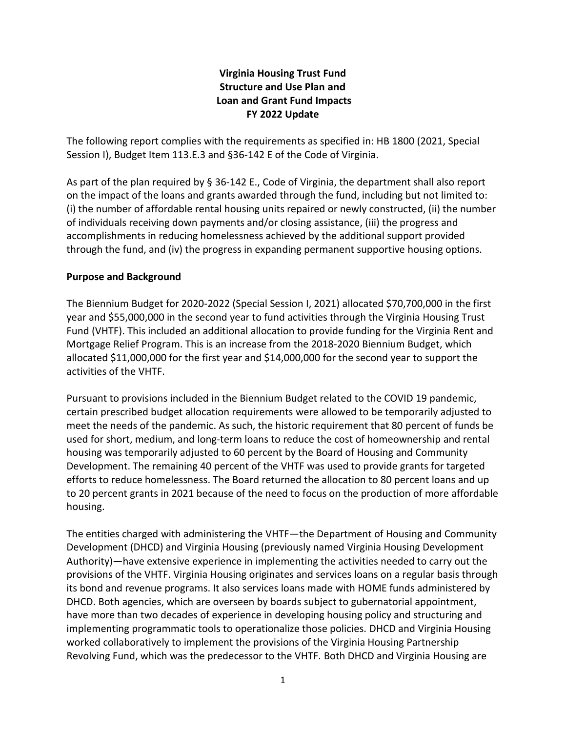# Virginia Housing Trust Fund
# Structure and Use Plan and
# Loan and Grant Fund Impacts
# FY 2022 Update

The following report complies with the requirements as specified in: HB 1800 (2021, Special Session I), Budget Item 113.E.3 and §36-142 E of the Code of Virginia.

As part of the plan required by § 36-142 E., Code of Virginia, the department shall also report on the impact of the loans and grants awarded through the fund, including but not limited to: (i) the number of affordable rental housing units repaired or newly constructed, (ii) the number of individuals receiving down payments and/or closing assistance, (iii) the progress and accomplishments in reducing homelessness achieved by the additional support provided through the fund, and (iv) the progress in expanding permanent supportive housing options.

## Purpose and Background

The Biennium Budget for 2020-2022 (Special Session I, 2021) allocated $70,700,000 in the first year and $55,000,000 in the second year to fund activities through the Virginia Housing Trust Fund (VHTF). This included an additional allocation to provide funding for the Virginia Rent and Mortgage Relief Program. This is an increase from the 2018-2020 Biennium Budget, which allocated $11,000,000 for the first year and $14,000,000 for the second year to support the activities of the VHTF.

Pursuant to provisions included in the Biennium Budget related to the COVID 19 pandemic, certain prescribed budget allocation requirements were allowed to be temporarily adjusted to meet the needs of the pandemic. As such, the historic requirement that 80 percent of funds be used for short, medium, and long-term loans to reduce the cost of homeownership and rental housing was temporarily adjusted to 60 percent by the Board of Housing and Community Development. The remaining 40 percent of the VHTF was used to provide grants for targeted efforts to reduce homelessness. The Board returned the allocation to 80 percent loans and up to 20 percent grants in 2021 because of the need to focus on the production of more affordable housing.

The entities charged with administering the VHTF—the Department of Housing and Community Development (DHCD) and Virginia Housing (previously named Virginia Housing Development Authority)—have extensive experience in implementing the activities needed to carry out the provisions of the VHTF. Virginia Housing originates and services loans on a regular basis through its bond and revenue programs. It also services loans made with HOME funds administered by DHCD. Both agencies, which are overseen by boards subject to gubernatorial appointment, have more than two decades of experience in developing housing policy and structuring and implementing programmatic tools to operationalize those policies. DHCD and Virginia Housing worked collaboratively to implement the provisions of the Virginia Housing Partnership Revolving Fund, which was the predecessor to the VHTF. Both DHCD and Virginia Housing are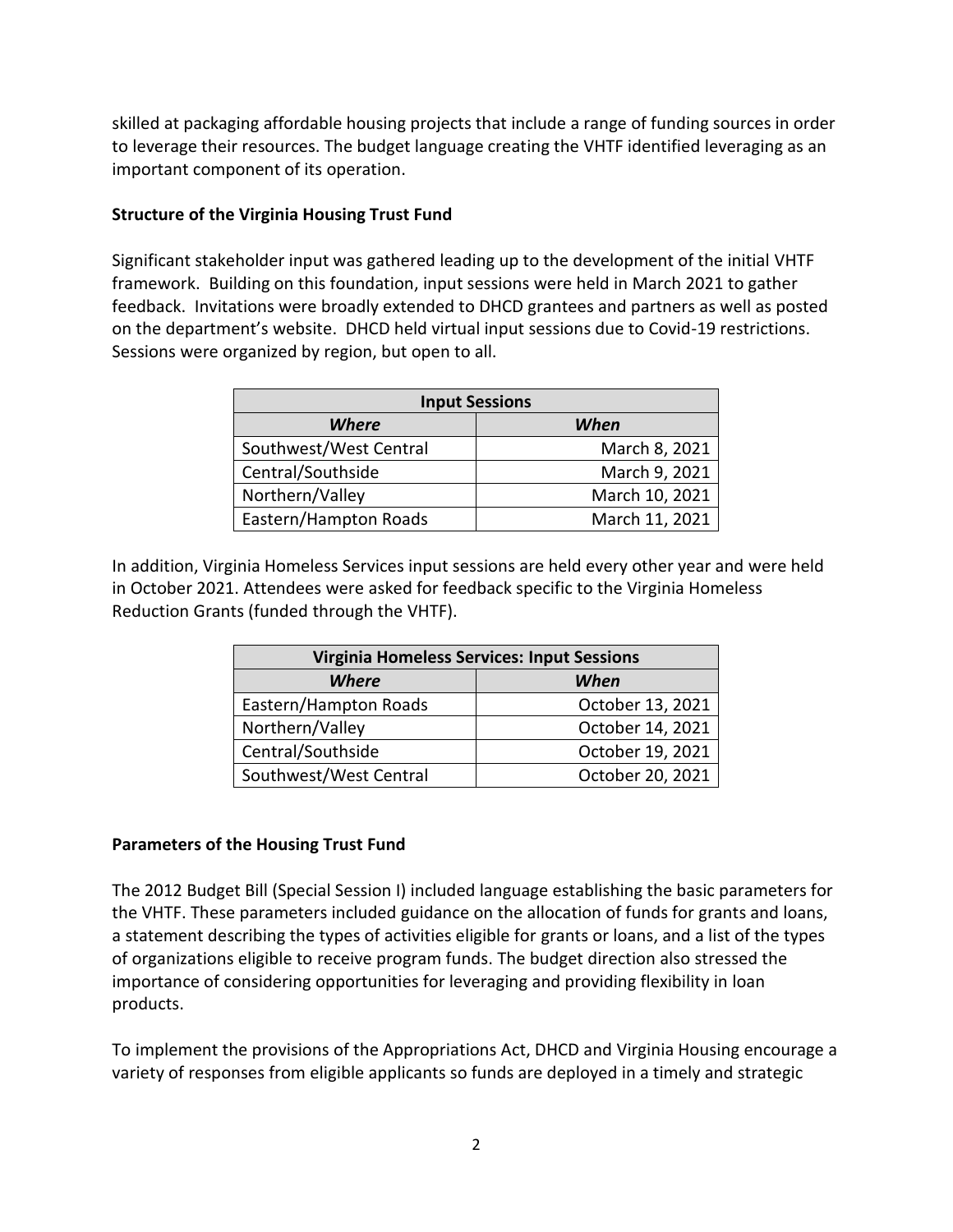skilled at packaging affordable housing projects that include a range of funding sources in order to leverage their resources. The budget language creating the VHTF identified leveraging as an important component of its operation.

**Structure of the Virginia Housing Trust Fund**

Significant stakeholder input was gathered leading up to the development of the initial VHTF framework. Building on this foundation, input sessions were held in March 2021 to gather feedback. Invitations were broadly extended to DHCD grantees and partners as well as posted on the department's website. DHCD held virtual input sessions due to Covid-19 restrictions. Sessions were organized by region, but open to all.

| **Input Sessions** | |
|---|---|
| ***Where*** | ***When*** |
| Southwest/West Central | March 8, 2021 |
| Central/Southside | March 9, 2021 |
| Northern/Valley | March 10, 2021 |
| Eastern/Hampton Roads | March 11, 2021 |

In addition, Virginia Homeless Services input sessions are held every other year and were held in October 2021. Attendees were asked for feedback specific to the Virginia Homeless Reduction Grants (funded through the VHTF).

| **Virginia Homeless Services: Input Sessions** | |
|---|---|
| ***Where*** | ***When*** |
| Eastern/Hampton Roads | October 13, 2021 |
| Northern/Valley | October 14, 2021 |
| Central/Southside | October 19, 2021 |
| Southwest/West Central | October 20, 2021 |

**Parameters of the Housing Trust Fund**

The 2012 Budget Bill (Special Session I) included language establishing the basic parameters for the VHTF. These parameters included guidance on the allocation of funds for grants and loans, a statement describing the types of activities eligible for grants or loans, and a list of the types of organizations eligible to receive program funds. The budget direction also stressed the importance of considering opportunities for leveraging and providing flexibility in loan products.

To implement the provisions of the Appropriations Act, DHCD and Virginia Housing encourage a variety of responses from eligible applicants so funds are deployed in a timely and strategic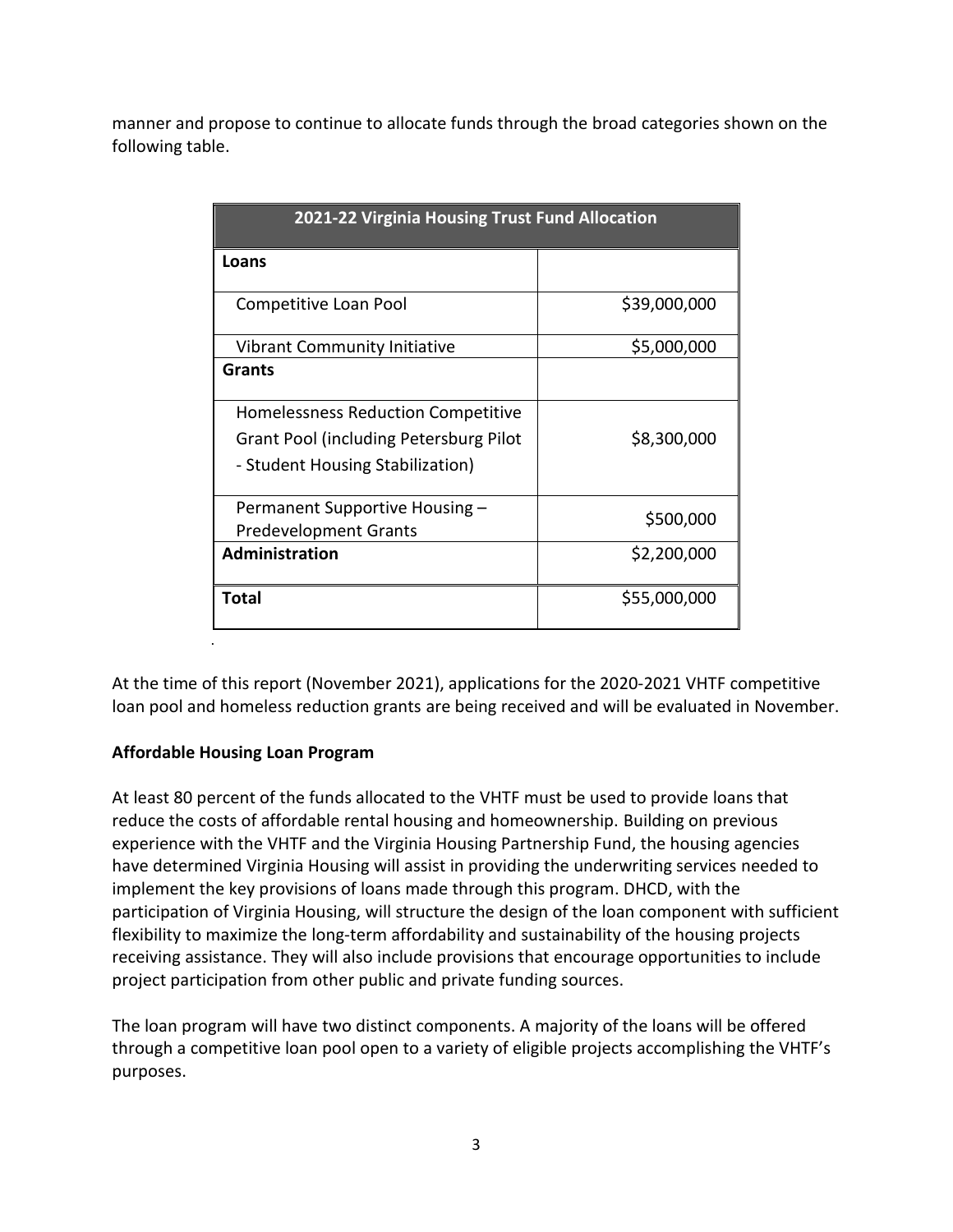manner and propose to continue to allocate funds through the broad categories shown on the following table.

| 2021-22 Virginia Housing Trust Fund Allocation | |
|---|---|
| **Loans** | |
| Competitive Loan Pool | \$39,000,000 |
| Vibrant Community Initiative | \$5,000,000 |
| **Grants** | |
| Homelessness Reduction Competitive Grant Pool (including Petersburg Pilot - Student Housing Stabilization) | \$8,300,000 |
| Permanent Supportive Housing – Predevelopment Grants | \$500,000 |
| **Administration** | \$2,200,000 |
| **Total** | \$55,000,000 |

At the time of this report (November 2021), applications for the 2020-2021 VHTF competitive loan pool and homeless reduction grants are being received and will be evaluated in November.

**Affordable Housing Loan Program**

At least 80 percent of the funds allocated to the VHTF must be used to provide loans that reduce the costs of affordable rental housing and homeownership. Building on previous experience with the VHTF and the Virginia Housing Partnership Fund, the housing agencies have determined Virginia Housing will assist in providing the underwriting services needed to implement the key provisions of loans made through this program. DHCD, with the participation of Virginia Housing, will structure the design of the loan component with sufficient flexibility to maximize the long-term affordability and sustainability of the housing projects receiving assistance. They will also include provisions that encourage opportunities to include project participation from other public and private funding sources.

The loan program will have two distinct components. A majority of the loans will be offered through a competitive loan pool open to a variety of eligible projects accomplishing the VHTF's purposes.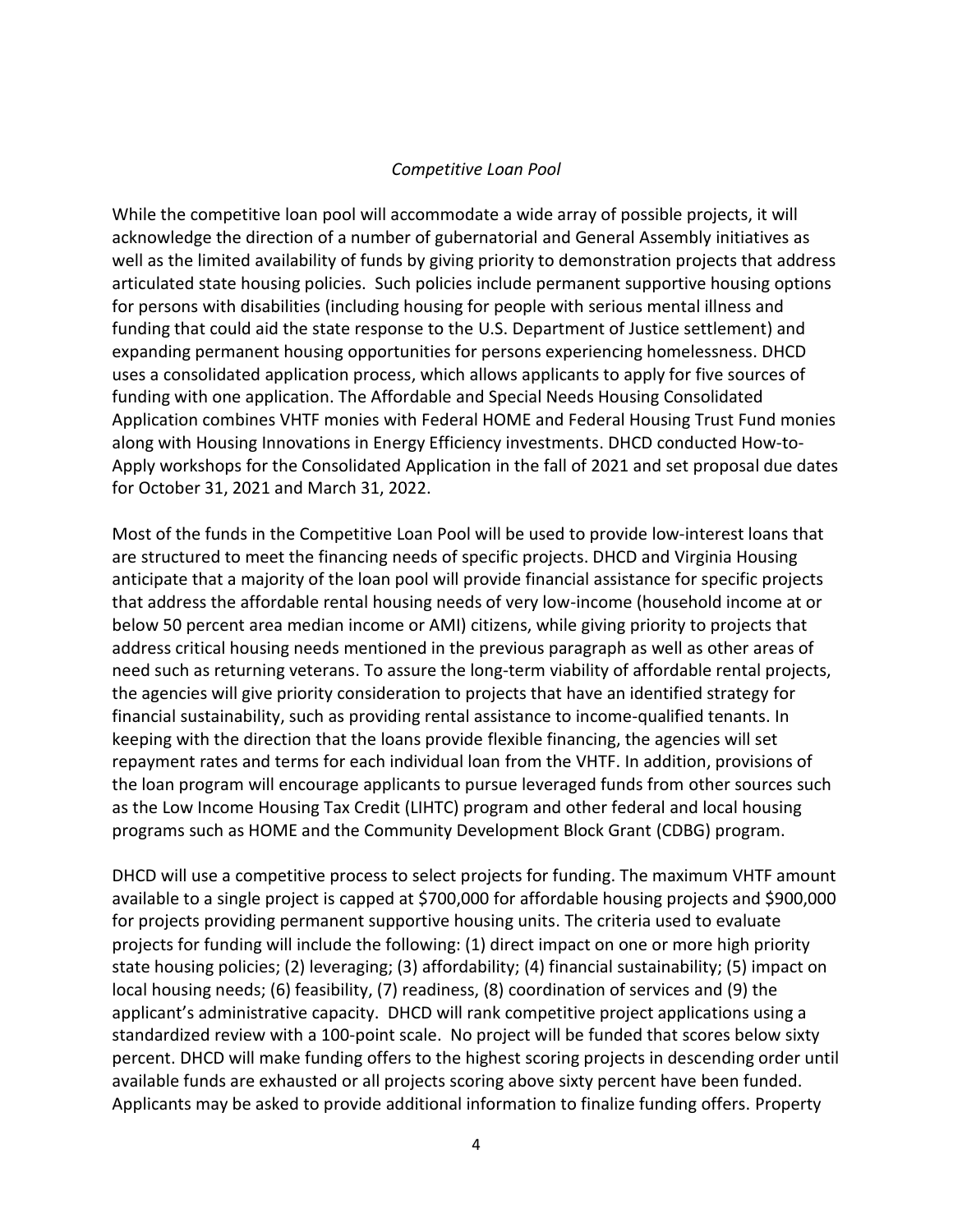*Competitive Loan Pool*

While the competitive loan pool will accommodate a wide array of possible projects, it will acknowledge the direction of a number of gubernatorial and General Assembly initiatives as well as the limited availability of funds by giving priority to demonstration projects that address articulated state housing policies. Such policies include permanent supportive housing options for persons with disabilities (including housing for people with serious mental illness and funding that could aid the state response to the U.S. Department of Justice settlement) and expanding permanent housing opportunities for persons experiencing homelessness. DHCD uses a consolidated application process, which allows applicants to apply for five sources of funding with one application. The Affordable and Special Needs Housing Consolidated Application combines VHTF monies with Federal HOME and Federal Housing Trust Fund monies along with Housing Innovations in Energy Efficiency investments. DHCD conducted How-to-Apply workshops for the Consolidated Application in the fall of 2021 and set proposal due dates for October 31, 2021 and March 31, 2022.

Most of the funds in the Competitive Loan Pool will be used to provide low-interest loans that are structured to meet the financing needs of specific projects. DHCD and Virginia Housing anticipate that a majority of the loan pool will provide financial assistance for specific projects that address the affordable rental housing needs of very low-income (household income at or below 50 percent area median income or AMI) citizens, while giving priority to projects that address critical housing needs mentioned in the previous paragraph as well as other areas of need such as returning veterans. To assure the long-term viability of affordable rental projects, the agencies will give priority consideration to projects that have an identified strategy for financial sustainability, such as providing rental assistance to income-qualified tenants. In keeping with the direction that the loans provide flexible financing, the agencies will set repayment rates and terms for each individual loan from the VHTF. In addition, provisions of the loan program will encourage applicants to pursue leveraged funds from other sources such as the Low Income Housing Tax Credit (LIHTC) program and other federal and local housing programs such as HOME and the Community Development Block Grant (CDBG) program.

DHCD will use a competitive process to select projects for funding. The maximum VHTF amount available to a single project is capped at $700,000 for affordable housing projects and $900,000 for projects providing permanent supportive housing units. The criteria used to evaluate projects for funding will include the following: (1) direct impact on one or more high priority state housing policies; (2) leveraging; (3) affordability; (4) financial sustainability; (5) impact on local housing needs; (6) feasibility, (7) readiness, (8) coordination of services and (9) the applicant's administrative capacity. DHCD will rank competitive project applications using a standardized review with a 100-point scale. No project will be funded that scores below sixty percent. DHCD will make funding offers to the highest scoring projects in descending order until available funds are exhausted or all projects scoring above sixty percent have been funded. Applicants may be asked to provide additional information to finalize funding offers. Property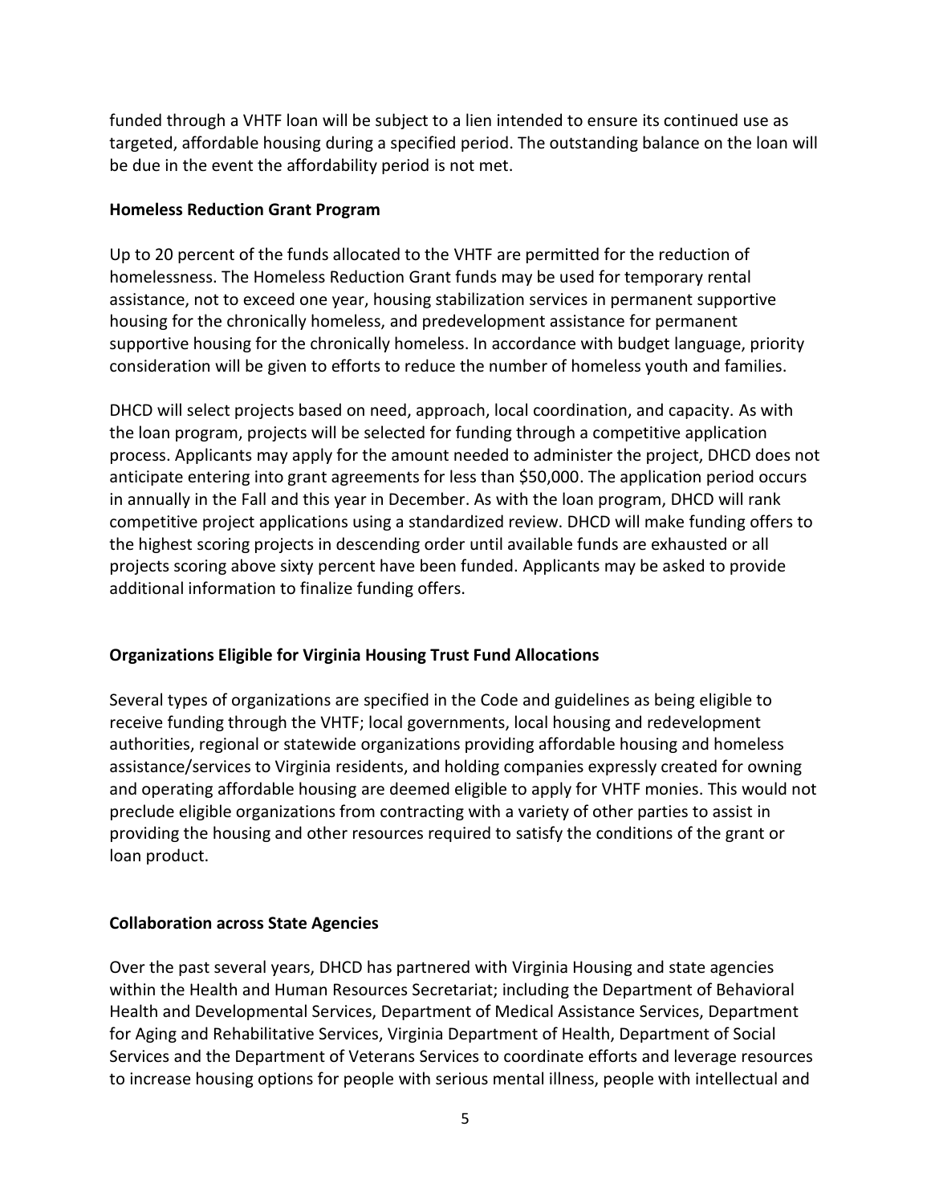funded through a VHTF loan will be subject to a lien intended to ensure its continued use as targeted, affordable housing during a specified period. The outstanding balance on the loan will be due in the event the affordability period is not met.

**Homeless Reduction Grant Program**

Up to 20 percent of the funds allocated to the VHTF are permitted for the reduction of homelessness. The Homeless Reduction Grant funds may be used for temporary rental assistance, not to exceed one year, housing stabilization services in permanent supportive housing for the chronically homeless, and predevelopment assistance for permanent supportive housing for the chronically homeless. In accordance with budget language, priority consideration will be given to efforts to reduce the number of homeless youth and families.

DHCD will select projects based on need, approach, local coordination, and capacity. As with the loan program, projects will be selected for funding through a competitive application process. Applicants may apply for the amount needed to administer the project, DHCD does not anticipate entering into grant agreements for less than $50,000. The application period occurs in annually in the Fall and this year in December. As with the loan program, DHCD will rank competitive project applications using a standardized review. DHCD will make funding offers to the highest scoring projects in descending order until available funds are exhausted or all projects scoring above sixty percent have been funded. Applicants may be asked to provide additional information to finalize funding offers.

**Organizations Eligible for Virginia Housing Trust Fund Allocations**

Several types of organizations are specified in the Code and guidelines as being eligible to receive funding through the VHTF; local governments, local housing and redevelopment authorities, regional or statewide organizations providing affordable housing and homeless assistance/services to Virginia residents, and holding companies expressly created for owning and operating affordable housing are deemed eligible to apply for VHTF monies. This would not preclude eligible organizations from contracting with a variety of other parties to assist in providing the housing and other resources required to satisfy the conditions of the grant or loan product.

**Collaboration across State Agencies**

Over the past several years, DHCD has partnered with Virginia Housing and state agencies within the Health and Human Resources Secretariat; including the Department of Behavioral Health and Developmental Services, Department of Medical Assistance Services, Department for Aging and Rehabilitative Services, Virginia Department of Health, Department of Social Services and the Department of Veterans Services to coordinate efforts and leverage resources to increase housing options for people with serious mental illness, people with intellectual and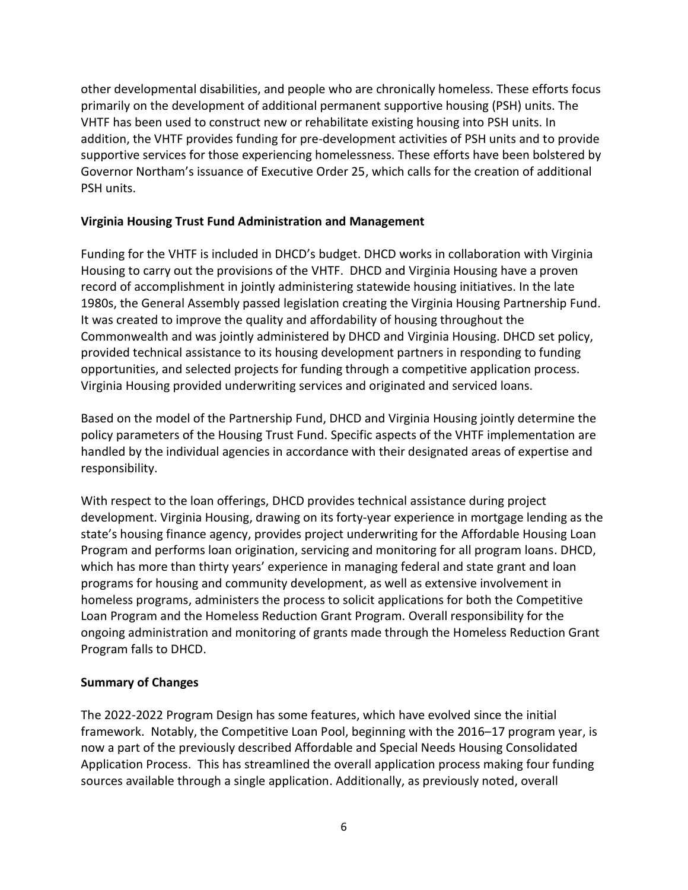other developmental disabilities, and people who are chronically homeless. These efforts focus primarily on the development of additional permanent supportive housing (PSH) units. The VHTF has been used to construct new or rehabilitate existing housing into PSH units. In addition, the VHTF provides funding for pre-development activities of PSH units and to provide supportive services for those experiencing homelessness. These efforts have been bolstered by Governor Northam's issuance of Executive Order 25, which calls for the creation of additional PSH units.

**Virginia Housing Trust Fund Administration and Management**

Funding for the VHTF is included in DHCD's budget. DHCD works in collaboration with Virginia Housing to carry out the provisions of the VHTF. DHCD and Virginia Housing have a proven record of accomplishment in jointly administering statewide housing initiatives. In the late 1980s, the General Assembly passed legislation creating the Virginia Housing Partnership Fund. It was created to improve the quality and affordability of housing throughout the Commonwealth and was jointly administered by DHCD and Virginia Housing. DHCD set policy, provided technical assistance to its housing development partners in responding to funding opportunities, and selected projects for funding through a competitive application process. Virginia Housing provided underwriting services and originated and serviced loans.

Based on the model of the Partnership Fund, DHCD and Virginia Housing jointly determine the policy parameters of the Housing Trust Fund. Specific aspects of the VHTF implementation are handled by the individual agencies in accordance with their designated areas of expertise and responsibility.

With respect to the loan offerings, DHCD provides technical assistance during project development. Virginia Housing, drawing on its forty-year experience in mortgage lending as the state's housing finance agency, provides project underwriting for the Affordable Housing Loan Program and performs loan origination, servicing and monitoring for all program loans. DHCD, which has more than thirty years' experience in managing federal and state grant and loan programs for housing and community development, as well as extensive involvement in homeless programs, administers the process to solicit applications for both the Competitive Loan Program and the Homeless Reduction Grant Program. Overall responsibility for the ongoing administration and monitoring of grants made through the Homeless Reduction Grant Program falls to DHCD.

**Summary of Changes**

The 2022-2022 Program Design has some features, which have evolved since the initial framework. Notably, the Competitive Loan Pool, beginning with the 2016–17 program year, is now a part of the previously described Affordable and Special Needs Housing Consolidated Application Process. This has streamlined the overall application process making four funding sources available through a single application. Additionally, as previously noted, overall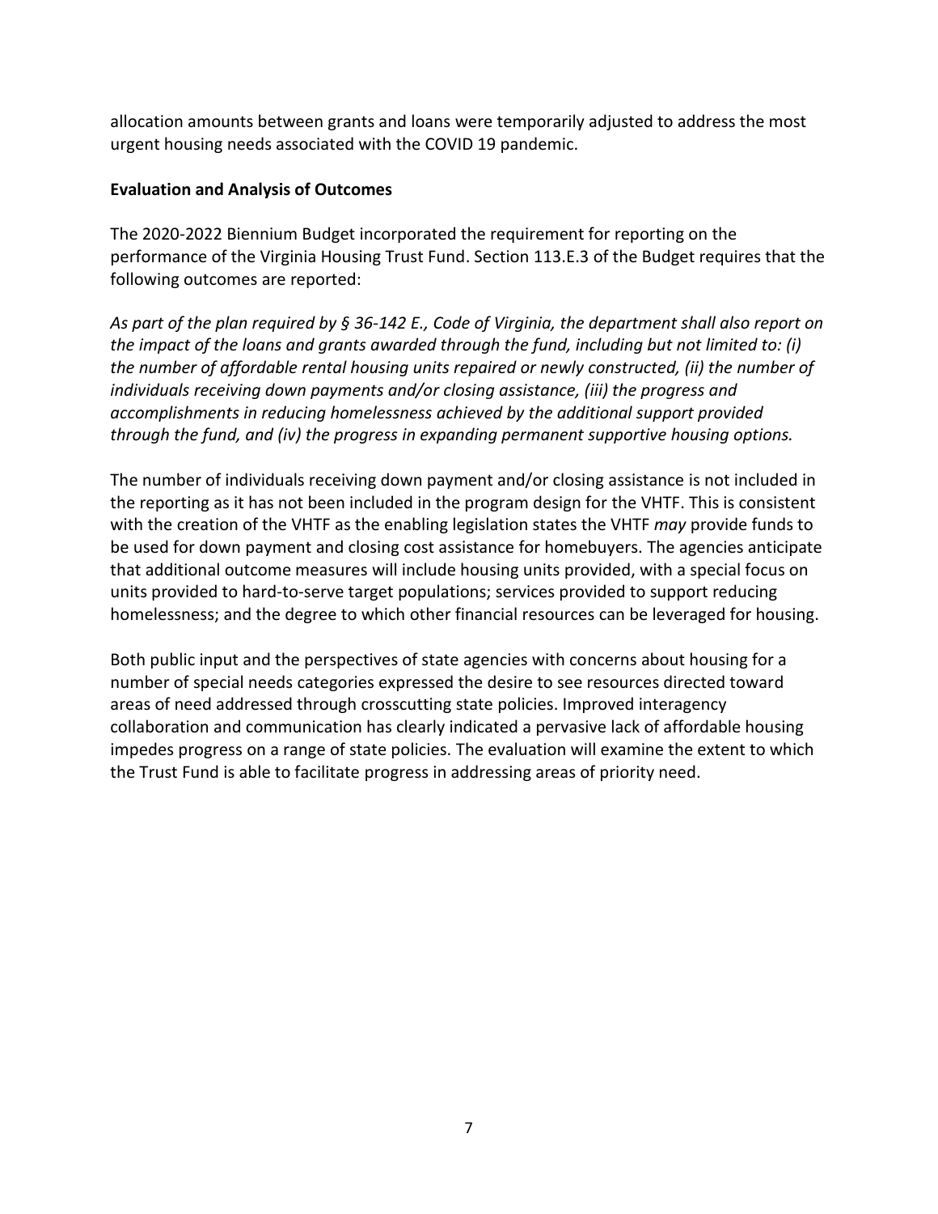allocation amounts between grants and loans were temporarily adjusted to address the most urgent housing needs associated with the COVID 19 pandemic.

**Evaluation and Analysis of Outcomes**

The 2020-2022 Biennium Budget incorporated the requirement for reporting on the performance of the Virginia Housing Trust Fund. Section 113.E.3 of the Budget requires that the following outcomes are reported:

*As part of the plan required by § 36-142 E., Code of Virginia, the department shall also report on the impact of the loans and grants awarded through the fund, including but not limited to: (i) the number of affordable rental housing units repaired or newly constructed, (ii) the number of individuals receiving down payments and/or closing assistance, (iii) the progress and accomplishments in reducing homelessness achieved by the additional support provided through the fund, and (iv) the progress in expanding permanent supportive housing options.*

The number of individuals receiving down payment and/or closing assistance is not included in the reporting as it has not been included in the program design for the VHTF. This is consistent with the creation of the VHTF as the enabling legislation states the VHTF *may* provide funds to be used for down payment and closing cost assistance for homebuyers. The agencies anticipate that additional outcome measures will include housing units provided, with a special focus on units provided to hard-to-serve target populations; services provided to support reducing homelessness; and the degree to which other financial resources can be leveraged for housing.

Both public input and the perspectives of state agencies with concerns about housing for a number of special needs categories expressed the desire to see resources directed toward areas of need addressed through crosscutting state policies. Improved interagency collaboration and communication has clearly indicated a pervasive lack of affordable housing impedes progress on a range of state policies. The evaluation will examine the extent to which the Trust Fund is able to facilitate progress in addressing areas of priority need.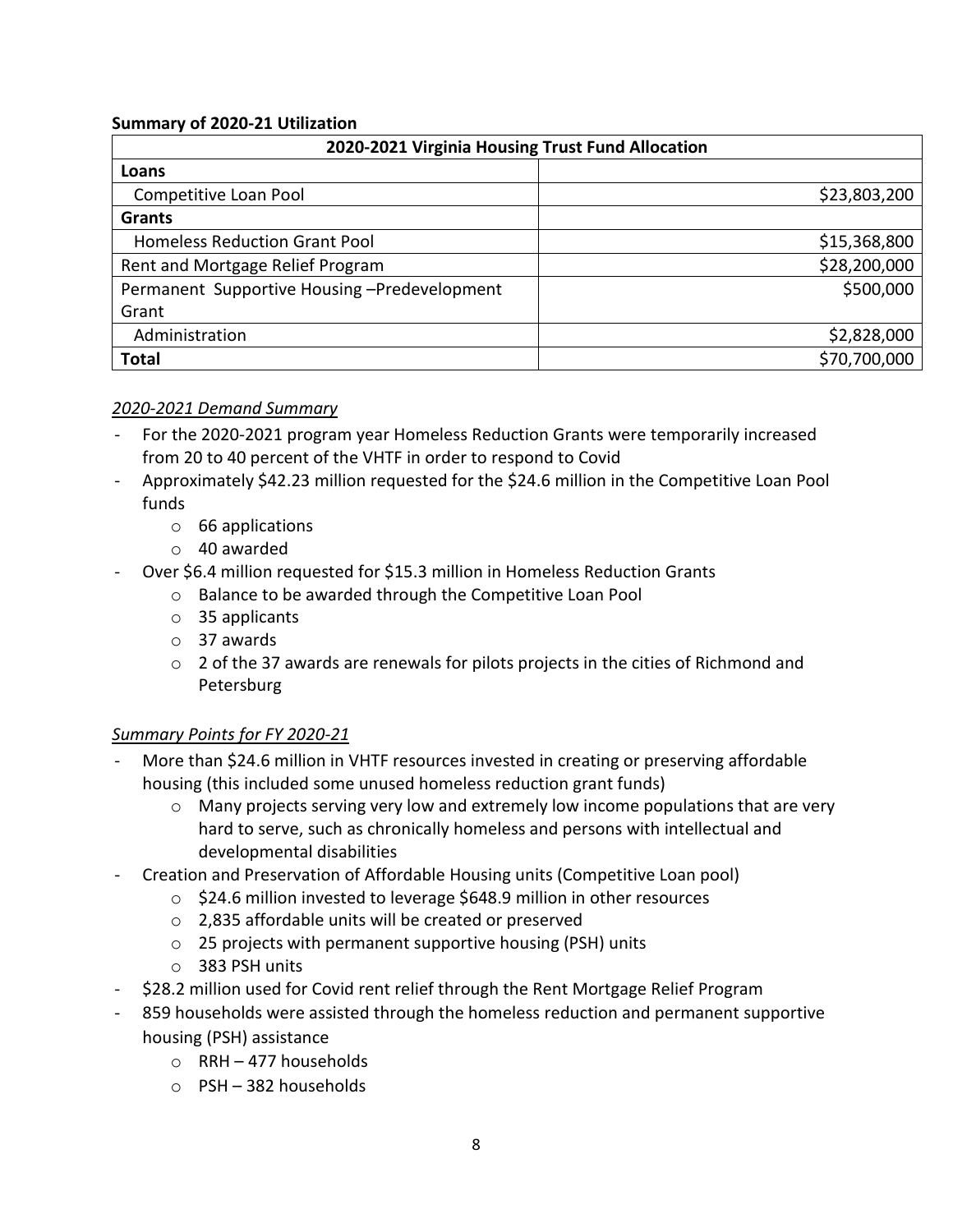**Summary of 2020-21 Utilization**

| 2020-2021 Virginia Housing Trust Fund Allocation | |
|---|---|
| **Loans** | |
| Competitive Loan Pool | $23,803,200 |
| **Grants** | |
| Homeless Reduction Grant Pool | $15,368,800 |
| Rent and Mortgage Relief Program | $28,200,000 |
| Permanent Supportive Housing –Predevelopment Grant | $500,000 |
| Administration | $2,828,000 |
| **Total** | $70,700,000 |

*2020-2021 Demand Summary*

- For the 2020-2021 program year Homeless Reduction Grants were temporarily increased from 20 to 40 percent of the VHTF in order to respond to Covid
- Approximately $42.23 million requested for the $24.6 million in the Competitive Loan Pool funds
  - 66 applications
  - 40 awarded
- Over $6.4 million requested for $15.3 million in Homeless Reduction Grants
  - Balance to be awarded through the Competitive Loan Pool
  - 35 applicants
  - 37 awards
  - 2 of the 37 awards are renewals for pilots projects in the cities of Richmond and Petersburg

*Summary Points for FY 2020-21*

- More than $24.6 million in VHTF resources invested in creating or preserving affordable housing (this included some unused homeless reduction grant funds)
  - Many projects serving very low and extremely low income populations that are very hard to serve, such as chronically homeless and persons with intellectual and developmental disabilities
- Creation and Preservation of Affordable Housing units (Competitive Loan pool)
  - $24.6 million invested to leverage $648.9 million in other resources
  - 2,835 affordable units will be created or preserved
  - 25 projects with permanent supportive housing (PSH) units
  - 383 PSH units
- $28.2 million used for Covid rent relief through the Rent Mortgage Relief Program
- 859 households were assisted through the homeless reduction and permanent supportive housing (PSH) assistance
  - RRH – 477 households
  - PSH – 382 households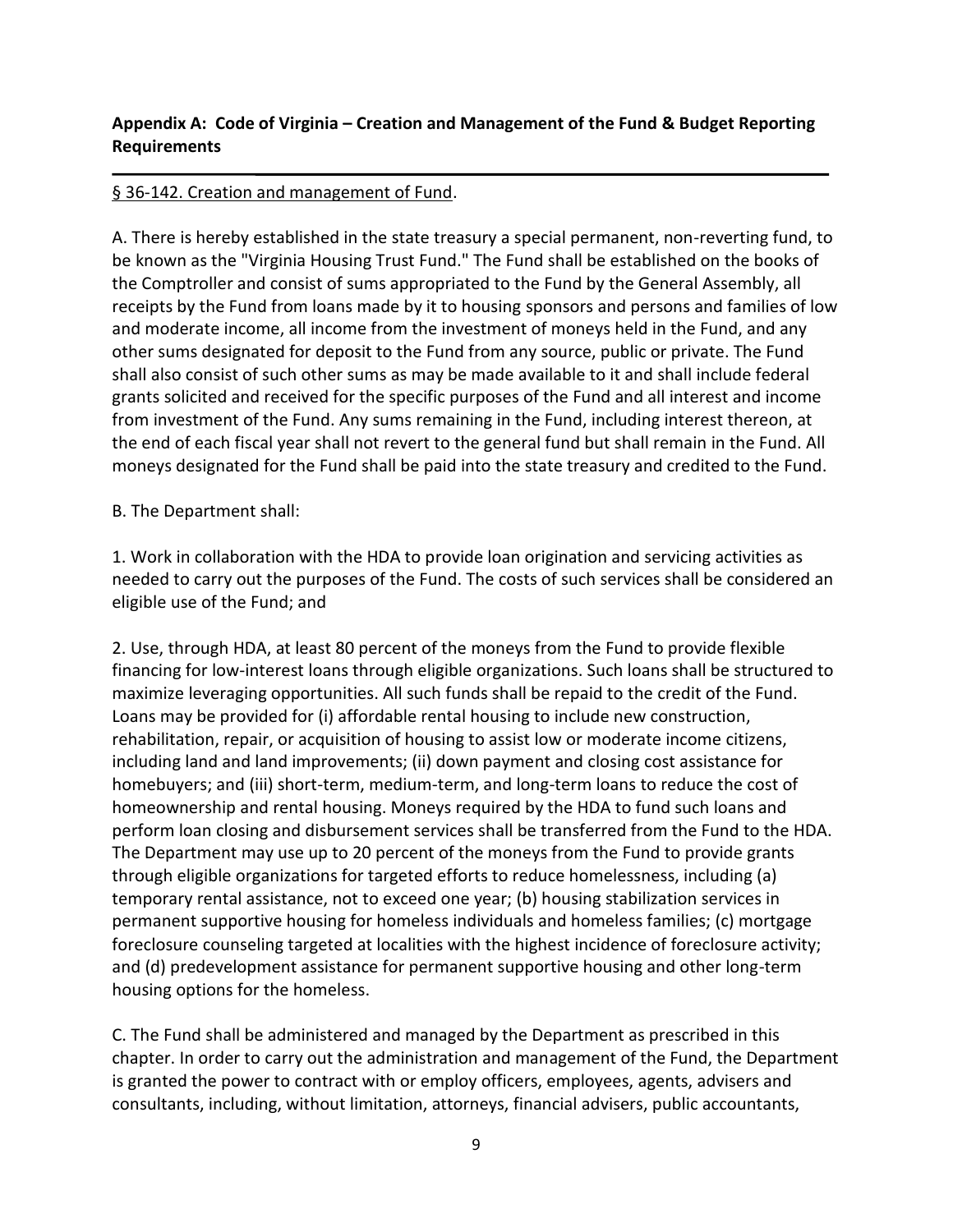## Appendix A: Code of Virginia – Creation and Management of the Fund & Budget Reporting Requirements

---

§ 36-142. Creation and management of Fund.

A. There is hereby established in the state treasury a special permanent, non-reverting fund, to be known as the "Virginia Housing Trust Fund." The Fund shall be established on the books of the Comptroller and consist of sums appropriated to the Fund by the General Assembly, all receipts by the Fund from loans made by it to housing sponsors and persons and families of low and moderate income, all income from the investment of moneys held in the Fund, and any other sums designated for deposit to the Fund from any source, public or private. The Fund shall also consist of such other sums as may be made available to it and shall include federal grants solicited and received for the specific purposes of the Fund and all interest and income from investment of the Fund. Any sums remaining in the Fund, including interest thereon, at the end of each fiscal year shall not revert to the general fund but shall remain in the Fund. All moneys designated for the Fund shall be paid into the state treasury and credited to the Fund.

B. The Department shall:

1. Work in collaboration with the HDA to provide loan origination and servicing activities as needed to carry out the purposes of the Fund. The costs of such services shall be considered an eligible use of the Fund; and

2. Use, through HDA, at least 80 percent of the moneys from the Fund to provide flexible financing for low-interest loans through eligible organizations. Such loans shall be structured to maximize leveraging opportunities. All such funds shall be repaid to the credit of the Fund. Loans may be provided for (i) affordable rental housing to include new construction, rehabilitation, repair, or acquisition of housing to assist low or moderate income citizens, including land and land improvements; (ii) down payment and closing cost assistance for homebuyers; and (iii) short-term, medium-term, and long-term loans to reduce the cost of homeownership and rental housing. Moneys required by the HDA to fund such loans and perform loan closing and disbursement services shall be transferred from the Fund to the HDA. The Department may use up to 20 percent of the moneys from the Fund to provide grants through eligible organizations for targeted efforts to reduce homelessness, including (a) temporary rental assistance, not to exceed one year; (b) housing stabilization services in permanent supportive housing for homeless individuals and homeless families; (c) mortgage foreclosure counseling targeted at localities with the highest incidence of foreclosure activity; and (d) predevelopment assistance for permanent supportive housing and other long-term housing options for the homeless.

C. The Fund shall be administered and managed by the Department as prescribed in this chapter. In order to carry out the administration and management of the Fund, the Department is granted the power to contract with or employ officers, employees, agents, advisers and consultants, including, without limitation, attorneys, financial advisers, public accountants,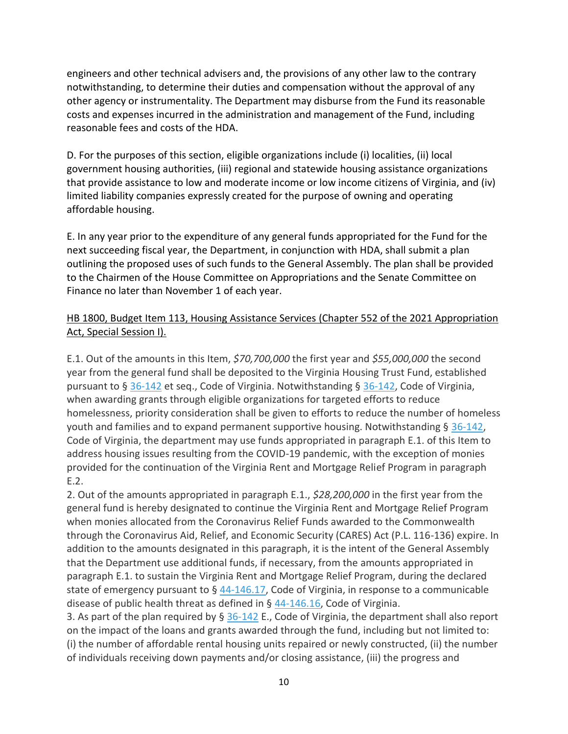engineers and other technical advisers and, the provisions of any other law to the contrary notwithstanding, to determine their duties and compensation without the approval of any other agency or instrumentality. The Department may disburse from the Fund its reasonable costs and expenses incurred in the administration and management of the Fund, including reasonable fees and costs of the HDA.

D. For the purposes of this section, eligible organizations include (i) localities, (ii) local government housing authorities, (iii) regional and statewide housing assistance organizations that provide assistance to low and moderate income or low income citizens of Virginia, and (iv) limited liability companies expressly created for the purpose of owning and operating affordable housing.

E. In any year prior to the expenditure of any general funds appropriated for the Fund for the next succeeding fiscal year, the Department, in conjunction with HDA, shall submit a plan outlining the proposed uses of such funds to the General Assembly. The plan shall be provided to the Chairmen of the House Committee on Appropriations and the Senate Committee on Finance no later than November 1 of each year.

<u>HB 1800, Budget Item 113, Housing Assistance Services (Chapter 552 of the 2021 Appropriation Act, Special Session I).</u>

E.1. Out of the amounts in this Item, *$70,700,000* the first year and *$55,000,000* the second year from the general fund shall be deposited to the Virginia Housing Trust Fund, established pursuant to § 36-142 et seq., Code of Virginia. Notwithstanding § 36-142, Code of Virginia, when awarding grants through eligible organizations for targeted efforts to reduce homelessness, priority consideration shall be given to efforts to reduce the number of homeless youth and families and to expand permanent supportive housing. Notwithstanding § 36-142, Code of Virginia, the department may use funds appropriated in paragraph E.1. of this Item to address housing issues resulting from the COVID-19 pandemic, with the exception of monies provided for the continuation of the Virginia Rent and Mortgage Relief Program in paragraph E.2.

2. Out of the amounts appropriated in paragraph E.1., *$28,200,000* in the first year from the general fund is hereby designated to continue the Virginia Rent and Mortgage Relief Program when monies allocated from the Coronavirus Relief Funds awarded to the Commonwealth through the Coronavirus Aid, Relief, and Economic Security (CARES) Act (P.L. 116-136) expire. In addition to the amounts designated in this paragraph, it is the intent of the General Assembly that the Department use additional funds, if necessary, from the amounts appropriated in paragraph E.1. to sustain the Virginia Rent and Mortgage Relief Program, during the declared state of emergency pursuant to § 44-146.17, Code of Virginia, in response to a communicable disease of public health threat as defined in § 44-146.16, Code of Virginia.

3. As part of the plan required by § 36-142 E., Code of Virginia, the department shall also report on the impact of the loans and grants awarded through the fund, including but not limited to: (i) the number of affordable rental housing units repaired or newly constructed, (ii) the number of individuals receiving down payments and/or closing assistance, (iii) the progress and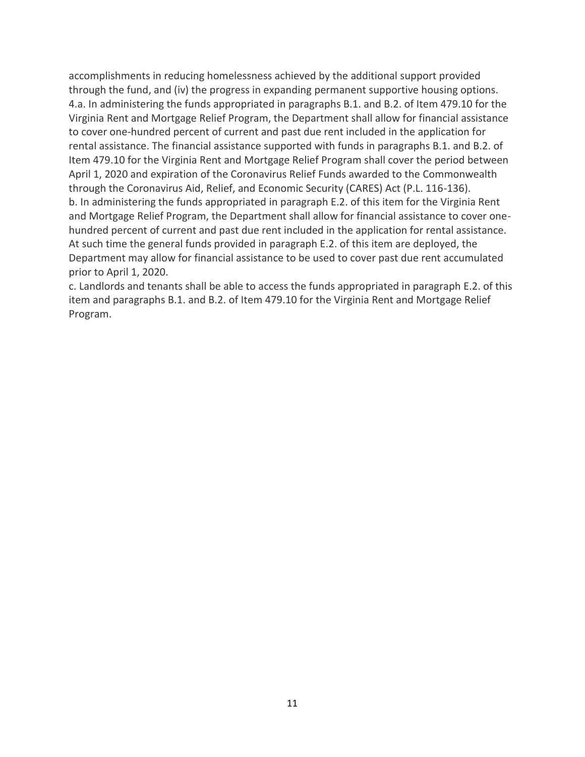accomplishments in reducing homelessness achieved by the additional support provided through the fund, and (iv) the progress in expanding permanent supportive housing options.

4.a. In administering the funds appropriated in paragraphs B.1. and B.2. of Item 479.10 for the Virginia Rent and Mortgage Relief Program, the Department shall allow for financial assistance to cover one-hundred percent of current and past due rent included in the application for rental assistance. The financial assistance supported with funds in paragraphs B.1. and B.2. of Item 479.10 for the Virginia Rent and Mortgage Relief Program shall cover the period between April 1, 2020 and expiration of the Coronavirus Relief Funds awarded to the Commonwealth through the Coronavirus Aid, Relief, and Economic Security (CARES) Act (P.L. 116-136).

b. In administering the funds appropriated in paragraph E.2. of this item for the Virginia Rent and Mortgage Relief Program, the Department shall allow for financial assistance to cover one-hundred percent of current and past due rent included in the application for rental assistance. At such time the general funds provided in paragraph E.2. of this item are deployed, the Department may allow for financial assistance to be used to cover past due rent accumulated prior to April 1, 2020.

c. Landlords and tenants shall be able to access the funds appropriated in paragraph E.2. of this item and paragraphs B.1. and B.2. of Item 479.10 for the Virginia Rent and Mortgage Relief Program.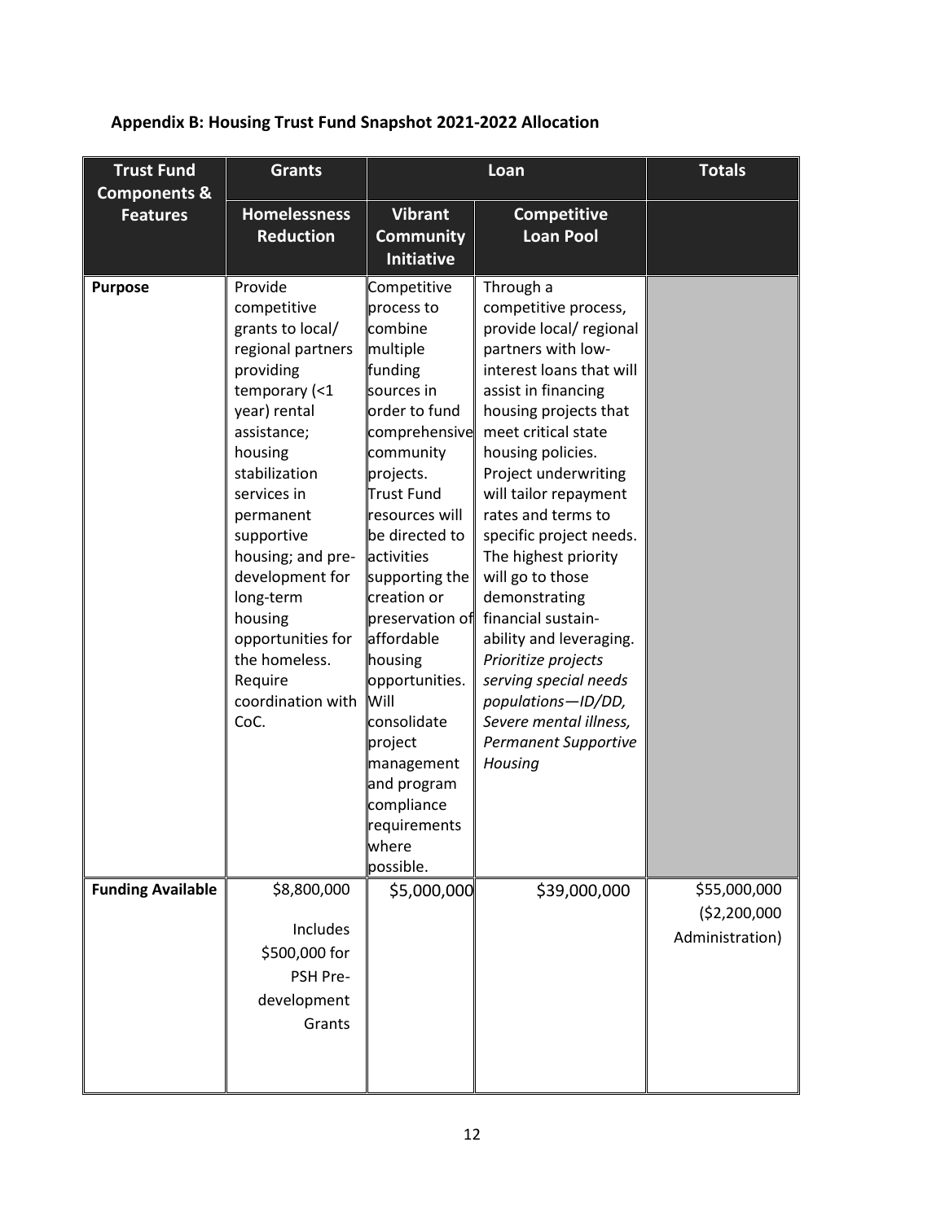## Appendix B: Housing Trust Fund Snapshot 2021-2022 Allocation

| Trust Fund Components & Features | Grants | Loan | | Totals |
|---|---|---|---|---|
| | Homelessness Reduction | Vibrant Community Initiative | Competitive Loan Pool | |
| **Purpose** | Provide competitive grants to local/ regional partners providing temporary (<1 year) rental assistance; housing stabilization services in permanent supportive housing; and pre-development for long-term housing opportunities for the homeless. Require coordination with CoC. | Competitive process to combine multiple funding sources in order to fund comprehensive community projects. Trust Fund resources will be directed to activities supporting the creation or preservation of affordable housing opportunities. Will consolidate project management and program compliance requirements where possible. | Through a competitive process, provide local/ regional partners with low-interest loans that will assist in financing housing projects that meet critical state housing policies. Project underwriting will tailor repayment rates and terms to specific project needs. The highest priority will go to those demonstrating financial sustain-ability and leveraging. *Prioritize projects serving special needs populations—ID/DD, Severe mental illness, Permanent Supportive Housing* | |
| **Funding Available** | $8,800,000<br><br>Includes $500,000 for PSH Pre-development Grants | $5,000,000 | $39,000,000 | $55,000,000 ($2,200,000 Administration) |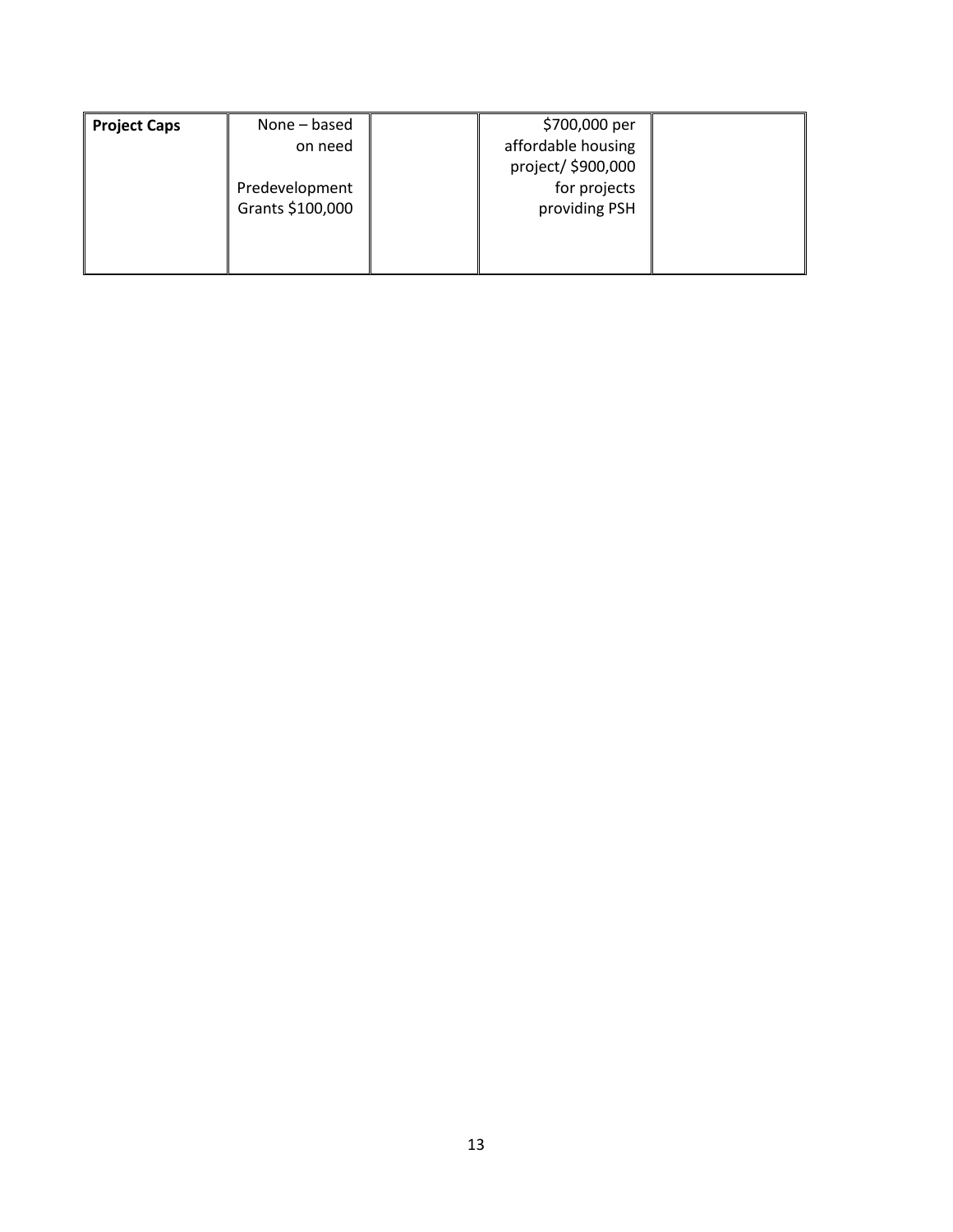| | | | | |
|---|---|---|---|---|
| **Project Caps** | None – based on need<br><br>Predevelopment Grants $100,000 | | $700,000 per affordable housing project/ $900,000 for projects providing PSH | |